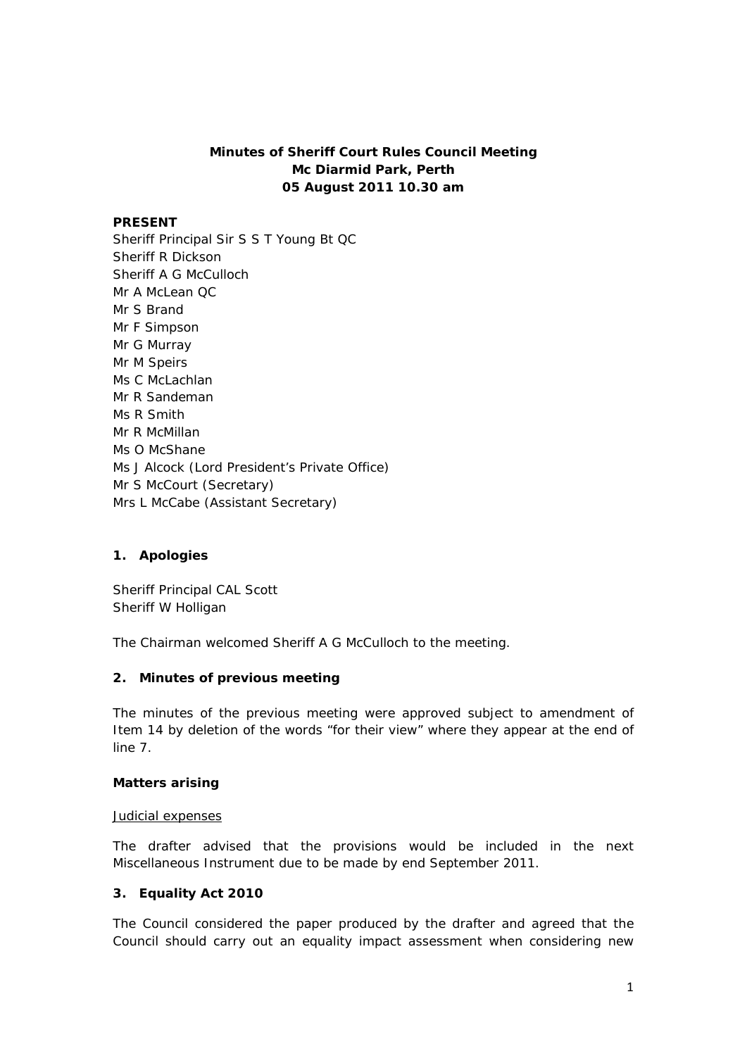# Minutes of Sheriff Court Rules Council Meeting
# Mc Diarmid Park, Perth
# 05 August 2011 10.30 am

**PRESENT**

Sheriff Principal Sir S S T Young Bt QC
Sheriff R Dickson
Sheriff A G McCulloch
Mr A McLean QC
Mr S Brand
Mr F Simpson
Mr G Murray
Mr M Speirs
Ms C McLachlan
Mr R Sandeman
Ms R Smith
Mr R McMillan
Ms O McShane
Ms J Alcock (Lord President's Private Office)
Mr S McCourt (Secretary)
Mrs L McCabe (Assistant Secretary)

## 1. Apologies

Sheriff Principal CAL Scott
Sheriff W Holligan

The Chairman welcomed Sheriff A G McCulloch to the meeting.

## 2. Minutes of previous meeting

The minutes of the previous meeting were approved subject to amendment of Item 14 by deletion of the words "for their view" where they appear at the end of line 7.

### Matters arising

<u>Judicial expenses</u>

The drafter advised that the provisions would be included in the next Miscellaneous Instrument due to be made by end September 2011.

## 3. Equality Act 2010

The Council considered the paper produced by the drafter and agreed that the Council should carry out an equality impact assessment when considering new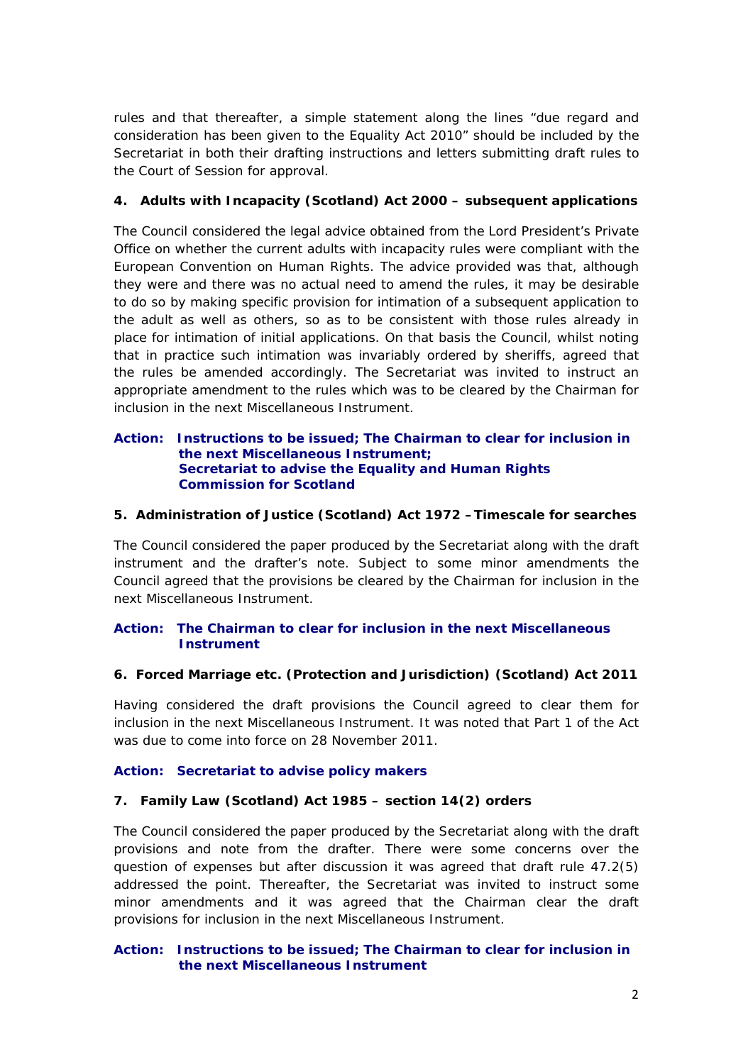rules and that thereafter, a simple statement along the lines "due regard and consideration has been given to the Equality Act 2010" should be included by the Secretariat in both their drafting instructions and letters submitting draft rules to the Court of Session for approval.

**4. Adults with Incapacity (Scotland) Act 2000 – subsequent applications**

The Council considered the legal advice obtained from the Lord President's Private Office on whether the current adults with incapacity rules were compliant with the European Convention on Human Rights. The advice provided was that, although they were and there was no actual need to amend the rules, it may be desirable to do so by making specific provision for intimation of a subsequent application to the adult as well as others, so as to be consistent with those rules already in place for intimation of initial applications. On that basis the Council, whilst noting that in practice such intimation was invariably ordered by sheriffs, agreed that the rules be amended accordingly. The Secretariat was invited to instruct an appropriate amendment to the rules which was to be cleared by the Chairman for inclusion in the next Miscellaneous Instrument.

**Action: Instructions to be issued; The Chairman to clear for inclusion in the next Miscellaneous Instrument;**
**Secretariat to advise the Equality and Human Rights Commission for Scotland**

**5. Administration of Justice (Scotland) Act 1972 – Timescale for searches**

The Council considered the paper produced by the Secretariat along with the draft instrument and the drafter's note. Subject to some minor amendments the Council agreed that the provisions be cleared by the Chairman for inclusion in the next Miscellaneous Instrument.

**Action: The Chairman to clear for inclusion in the next Miscellaneous Instrument**

**6. Forced Marriage etc. (Protection and Jurisdiction) (Scotland) Act 2011**

Having considered the draft provisions the Council agreed to clear them for inclusion in the next Miscellaneous Instrument. It was noted that Part 1 of the Act was due to come into force on 28 November 2011.

**Action: Secretariat to advise policy makers**

**7. Family Law (Scotland) Act 1985 – section 14(2) orders**

The Council considered the paper produced by the Secretariat along with the draft provisions and note from the drafter. There were some concerns over the question of expenses but after discussion it was agreed that draft rule 47.2(5) addressed the point. Thereafter, the Secretariat was invited to instruct some minor amendments and it was agreed that the Chairman clear the draft provisions for inclusion in the next Miscellaneous Instrument.

**Action: Instructions to be issued; The Chairman to clear for inclusion in the next Miscellaneous Instrument**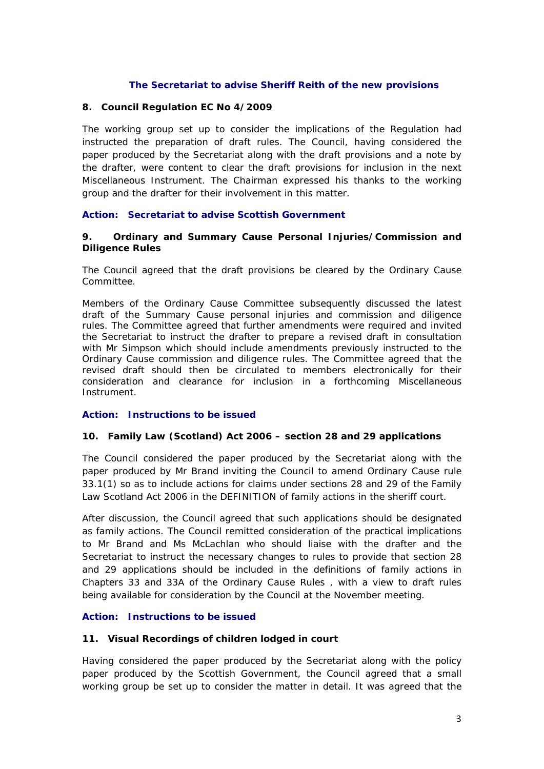**The Secretariat to advise Sheriff Reith of the new provisions**

**8. Council Regulation EC No 4/2009**

The working group set up to consider the implications of the Regulation had instructed the preparation of draft rules. The Council, having considered the paper produced by the Secretariat along with the draft provisions and a note by the drafter, were content to clear the draft provisions for inclusion in the next Miscellaneous Instrument. The Chairman expressed his thanks to the working group and the drafter for their involvement in this matter.

**Action: Secretariat to advise Scottish Government**

**9. Ordinary and Summary Cause Personal Injuries/Commission and Diligence Rules**

The Council agreed that the draft provisions be cleared by the Ordinary Cause Committee.

Members of the Ordinary Cause Committee subsequently discussed the latest draft of the Summary Cause personal injuries and commission and diligence rules. The Committee agreed that further amendments were required and invited the Secretariat to instruct the drafter to prepare a revised draft in consultation with Mr Simpson which should include amendments previously instructed to the Ordinary Cause commission and diligence rules. The Committee agreed that the revised draft should then be circulated to members electronically for their consideration and clearance for inclusion in a forthcoming Miscellaneous Instrument.

**Action: Instructions to be issued**

**10. Family Law (Scotland) Act 2006 – section 28 and 29 applications**

The Council considered the paper produced by the Secretariat along with the paper produced by Mr Brand inviting the Council to amend Ordinary Cause rule 33.1(1) so as to include actions for claims under sections 28 and 29 of the Family Law Scotland Act 2006 in the DEFINITION of family actions in the sheriff court.

After discussion, the Council agreed that such applications should be designated as family actions. The Council remitted consideration of the practical implications to Mr Brand and Ms McLachlan who should liaise with the drafter and the Secretariat to instruct the necessary changes to rules to provide that section 28 and 29 applications should be included in the definitions of family actions in Chapters 33 and 33A of the Ordinary Cause Rules , with a view to draft rules being available for consideration by the Council at the November meeting.

**Action: Instructions to be issued**

**11. Visual Recordings of children lodged in court**

Having considered the paper produced by the Secretariat along with the policy paper produced by the Scottish Government, the Council agreed that a small working group be set up to consider the matter in detail. It was agreed that the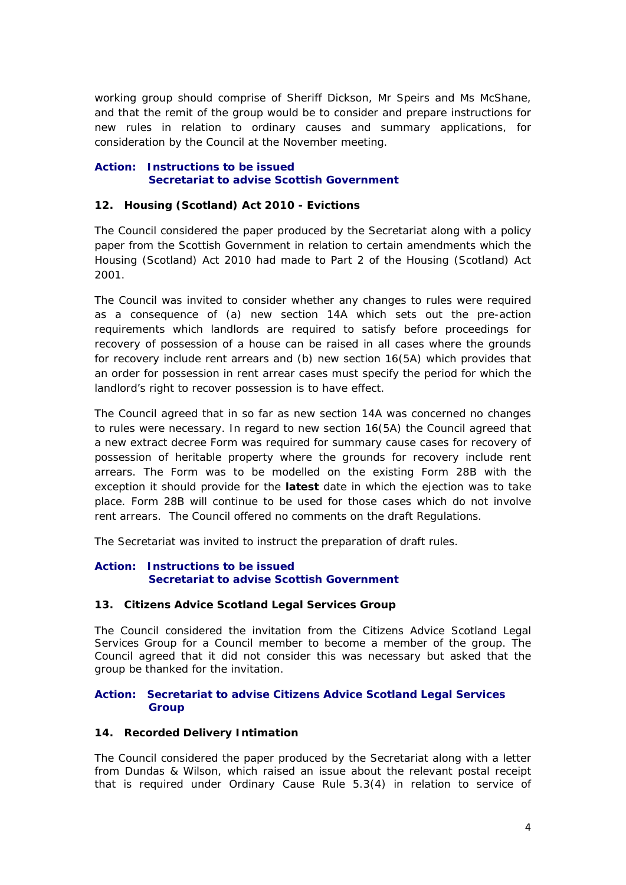working group should comprise of Sheriff Dickson, Mr Speirs and Ms McShane, and that the remit of the group would be to consider and prepare instructions for new rules in relation to ordinary causes and summary applications, for consideration by the Council at the November meeting.

**Action: Instructions to be issued**
**Secretariat to advise Scottish Government**

### 12. Housing (Scotland) Act 2010 - Evictions

The Council considered the paper produced by the Secretariat along with a policy paper from the Scottish Government in relation to certain amendments which the Housing (Scotland) Act 2010 had made to Part 2 of the Housing (Scotland) Act 2001.

The Council was invited to consider whether any changes to rules were required as a consequence of (a) new section 14A which sets out the pre-action requirements which landlords are required to satisfy before proceedings for recovery of possession of a house can be raised in all cases where the grounds for recovery include rent arrears and (b) new section 16(5A) which provides that an order for possession in rent arrear cases must specify the period for which the landlord's right to recover possession is to have effect.

The Council agreed that in so far as new section 14A was concerned no changes to rules were necessary. In regard to new section 16(5A) the Council agreed that a new extract decree Form was required for summary cause cases for recovery of possession of heritable property where the grounds for recovery include rent arrears. The Form was to be modelled on the existing Form 28B with the exception it should provide for the **latest** date in which the ejection was to take place. Form 28B will continue to be used for those cases which do not involve rent arrears. The Council offered no comments on the draft Regulations.

The Secretariat was invited to instruct the preparation of draft rules.

**Action: Instructions to be issued**
**Secretariat to advise Scottish Government**

### 13. Citizens Advice Scotland Legal Services Group

The Council considered the invitation from the Citizens Advice Scotland Legal Services Group for a Council member to become a member of the group. The Council agreed that it did not consider this was necessary but asked that the group be thanked for the invitation.

**Action: Secretariat to advise Citizens Advice Scotland Legal Services Group**

### 14. Recorded Delivery Intimation

The Council considered the paper produced by the Secretariat along with a letter from Dundas & Wilson, which raised an issue about the relevant postal receipt that is required under Ordinary Cause Rule 5.3(4) in relation to service of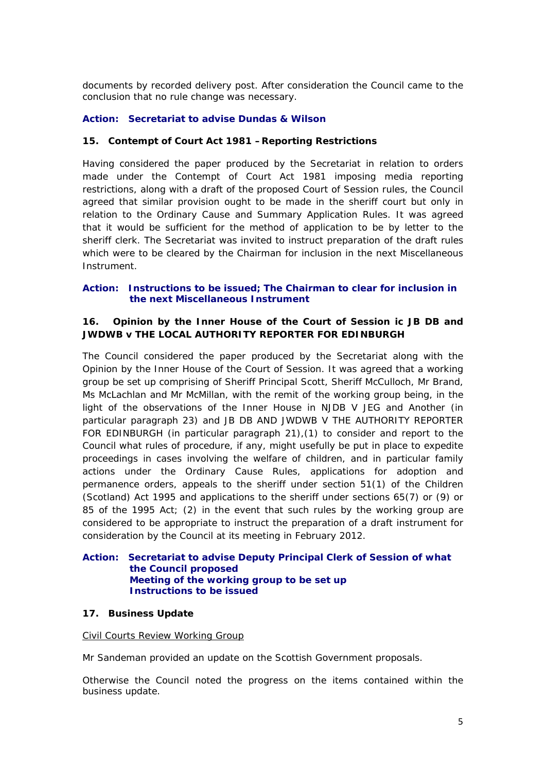documents by recorded delivery post. After consideration the Council came to the conclusion that no rule change was necessary.

**Action: Secretariat to advise Dundas & Wilson**

**15. Contempt of Court Act 1981 – Reporting Restrictions**

Having considered the paper produced by the Secretariat in relation to orders made under the Contempt of Court Act 1981 imposing media reporting restrictions, along with a draft of the proposed Court of Session rules, the Council agreed that similar provision ought to be made in the sheriff court but only in relation to the Ordinary Cause and Summary Application Rules. It was agreed that it would be sufficient for the method of application to be by letter to the sheriff clerk. The Secretariat was invited to instruct preparation of the draft rules which were to be cleared by the Chairman for inclusion in the next Miscellaneous Instrument.

**Action: Instructions to be issued; The Chairman to clear for inclusion in the next Miscellaneous Instrument**

**16. Opinion by the Inner House of the Court of Session ic JB DB and JWDWB v THE LOCAL AUTHORITY REPORTER FOR EDINBURGH**

The Council considered the paper produced by the Secretariat along with the Opinion by the Inner House of the Court of Session. It was agreed that a working group be set up comprising of Sheriff Principal Scott, Sheriff McCulloch, Mr Brand, Ms McLachlan and Mr McMillan, with the remit of the working group being, in the light of the observations of the Inner House in NJDB V JEG and Another (in particular paragraph 23) and JB DB AND JWDWB V THE AUTHORITY REPORTER FOR EDINBURGH (in particular paragraph 21),(1) to consider and report to the Council what rules of procedure, if any, might usefully be put in place to expedite proceedings in cases involving the welfare of children, and in particular family actions under the Ordinary Cause Rules, applications for adoption and permanence orders, appeals to the sheriff under section 51(1) of the Children (Scotland) Act 1995 and applications to the sheriff under sections 65(7) or (9) or 85 of the 1995 Act; (2) in the event that such rules by the working group are considered to be appropriate to instruct the preparation of a draft instrument for consideration by the Council at its meeting in February 2012.

**Action: Secretariat to advise Deputy Principal Clerk of Session of what the Council proposed**
**Meeting of the working group to be set up**
**Instructions to be issued**

**17. Business Update**

Civil Courts Review Working Group

Mr Sandeman provided an update on the Scottish Government proposals.

Otherwise the Council noted the progress on the items contained within the business update.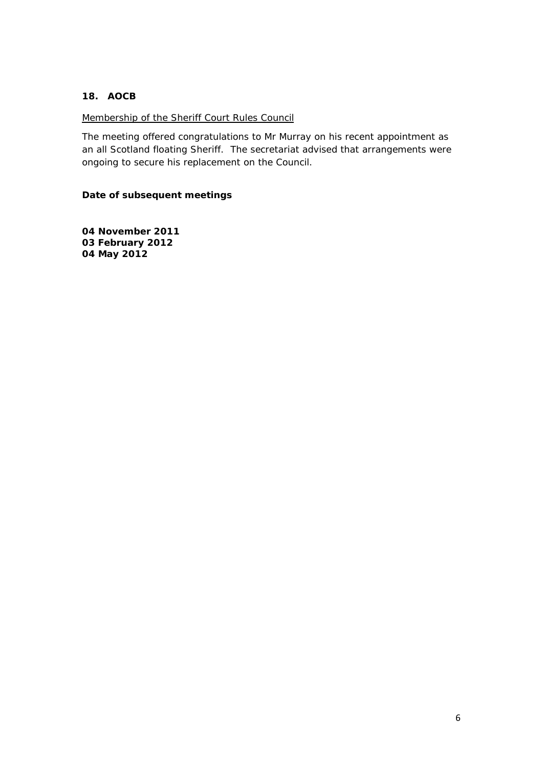## 18. AOCB

Membership of the Sheriff Court Rules Council

The meeting offered congratulations to Mr Murray on his recent appointment as an all Scotland floating Sheriff. The secretariat advised that arrangements were ongoing to secure his replacement on the Council.

**Date of subsequent meetings**

**04 November 2011**
**03 February 2012**
**04 May 2012**